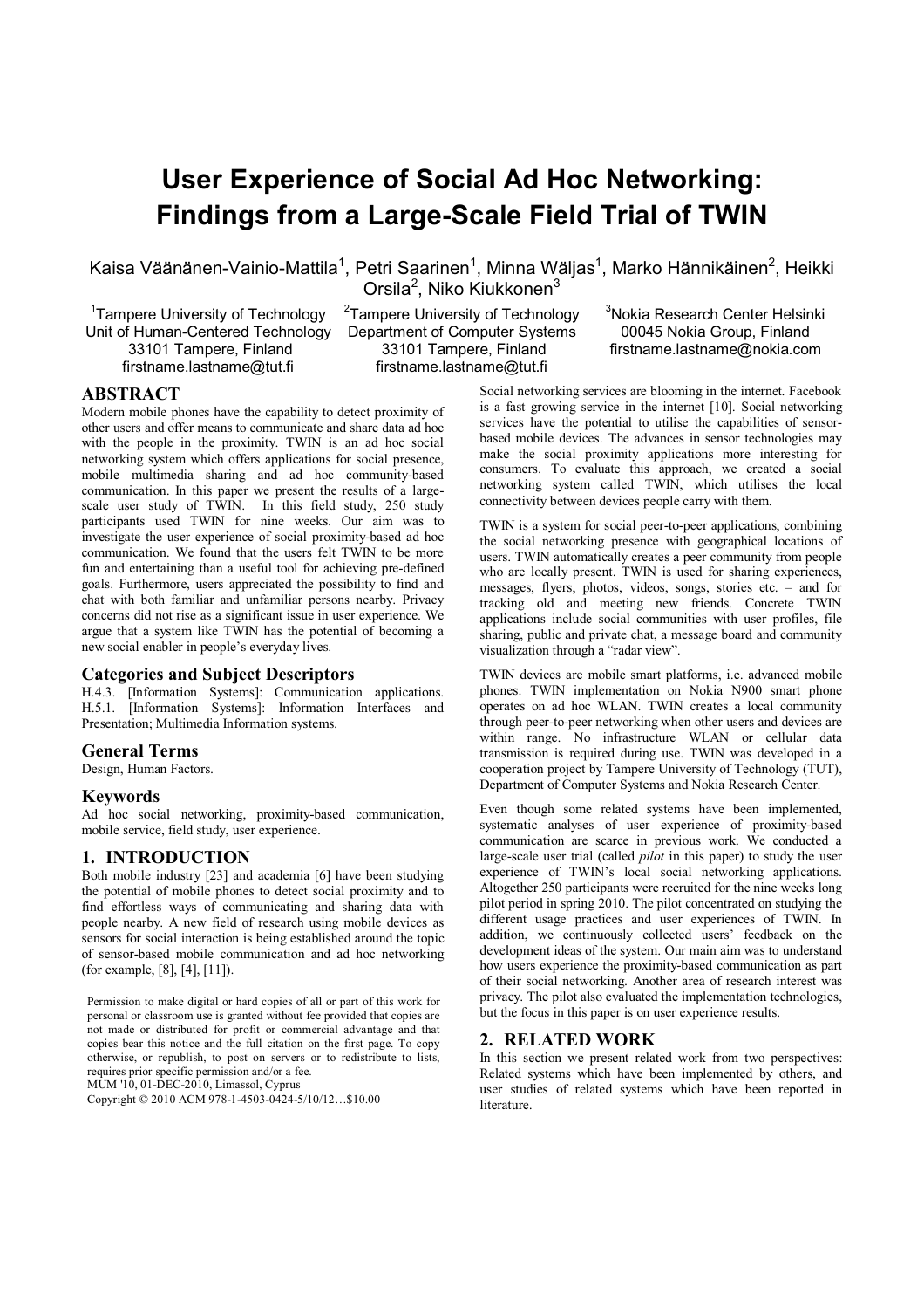# User Experience of Social Ad Hoc Networking: Findings from a Large-Scale Field Trial of TWIN

Kaisa Väänänen-Vainio-Mattila[1], Petri Saarinen[1], Minna Wäljas[1], Marko Hännikäinen[2], Heikki Orsila[2], Niko Kiukkonen[3]

[1]Tampere University of Technology
Unit of Human-Centered Technology
33101 Tampere, Finland
firstname.lastname@tut.fi

[2]Tampere University of Technology
Department of Computer Systems
33101 Tampere, Finland
firstname.lastname@tut.fi

[3]Nokia Research Center Helsinki
00045 Nokia Group, Finland
firstname.lastname@nokia.com

## ABSTRACT

Modern mobile phones have the capability to detect proximity of other users and offer means to communicate and share data ad hoc with the people in the proximity. TWIN is an ad hoc social networking system which offers applications for social presence, mobile multimedia sharing and ad hoc community-based communication. In this paper we present the results of a large-scale user study of TWIN. In this field study, 250 study participants used TWIN for nine weeks. Our aim was to investigate the user experience of social proximity-based ad hoc communication. We found that the users felt TWIN to be more fun and entertaining than a useful tool for achieving pre-defined goals. Furthermore, users appreciated the possibility to find and chat with both familiar and unfamiliar persons nearby. Privacy concerns did not rise as a significant issue in user experience. We argue that a system like TWIN has the potential of becoming a new social enabler in people's everyday lives.

### Categories and Subject Descriptors

H.4.3. [Information Systems]: Communication applications. H.5.1. [Information Systems]: Information Interfaces and Presentation; Multimedia Information systems.

### General Terms

Design, Human Factors.

### Keywords

Ad hoc social networking, proximity-based communication, mobile service, field study, user experience.

## 1. INTRODUCTION

Both mobile industry [23] and academia [6] have been studying the potential of mobile phones to detect social proximity and to find effortless ways of communicating and sharing data with people nearby. A new field of research using mobile devices as sensors for social interaction is being established around the topic of sensor-based mobile communication and ad hoc networking (for example, [8], [4], [11]).

Permission to make digital or hard copies of all or part of this work for personal or classroom use is granted without fee provided that copies are not made or distributed for profit or commercial advantage and that copies bear this notice and the full citation on the first page. To copy otherwise, or republish, to post on servers or to redistribute to lists, requires prior specific permission and/or a fee.
MUM '10, 01-DEC-2010, Limassol, Cyprus
Copyright © 2010 ACM 978-1-4503-0424-5/10/12…$10.00

Social networking services are blooming in the internet. Facebook is a fast growing service in the internet [10]. Social networking services have the potential to utilise the capabilities of sensor-based mobile devices. The advances in sensor technologies may make the social proximity applications more interesting for consumers. To evaluate this approach, we created a social networking system called TWIN, which utilises the local connectivity between devices people carry with them.

TWIN is a system for social peer-to-peer applications, combining the social networking presence with geographical locations of users. TWIN automatically creates a peer community from people who are locally present. TWIN is used for sharing experiences, messages, flyers, photos, videos, songs, stories etc. – and for tracking old and meeting new friends. Concrete TWIN applications include social communities with user profiles, file sharing, public and private chat, a message board and community visualization through a "radar view".

TWIN devices are mobile smart platforms, i.e. advanced mobile phones. TWIN implementation on Nokia N900 smart phone operates on ad hoc WLAN. TWIN creates a local community through peer-to-peer networking when other users and devices are within range. No infrastructure WLAN or cellular data transmission is required during use. TWIN was developed in a cooperation project by Tampere University of Technology (TUT), Department of Computer Systems and Nokia Research Center.

Even though some related systems have been implemented, systematic analyses of user experience of proximity-based communication are scarce in previous work. We conducted a large-scale user trial (called *pilot* in this paper) to study the user experience of TWIN's local social networking applications. Altogether 250 participants were recruited for the nine weeks long pilot period in spring 2010. The pilot concentrated on studying the different usage practices and user experiences of TWIN. In addition, we continuously collected users' feedback on the development ideas of the system. Our main aim was to understand how users experience the proximity-based communication as part of their social networking. Another area of research interest was privacy. The pilot also evaluated the implementation technologies, but the focus in this paper is on user experience results.

## 2. RELATED WORK

In this section we present related work from two perspectives: Related systems which have been implemented by others, and user studies of related systems which have been reported in literature.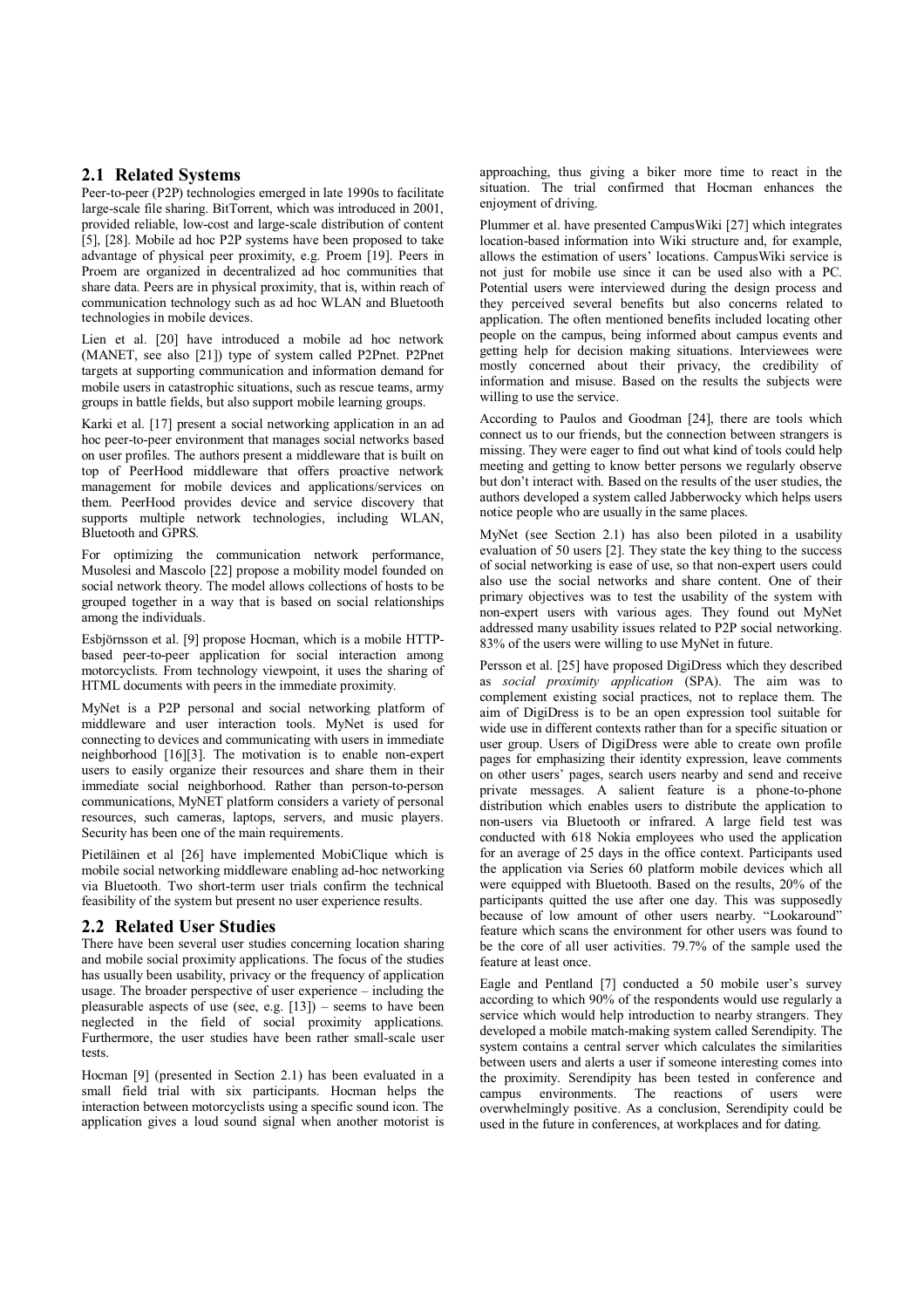## 2.1 Related Systems

Peer-to-peer (P2P) technologies emerged in late 1990s to facilitate large-scale file sharing. BitTorrent, which was introduced in 2001, provided reliable, low-cost and large-scale distribution of content [5], [28]. Mobile ad hoc P2P systems have been proposed to take advantage of physical peer proximity, e.g. Proem [19]. Peers in Proem are organized in decentralized ad hoc communities that share data. Peers are in physical proximity, that is, within reach of communication technology such as ad hoc WLAN and Bluetooth technologies in mobile devices.

Lien et al. [20] have introduced a mobile ad hoc network (MANET, see also [21]) type of system called P2Pnet. P2Pnet targets at supporting communication and information demand for mobile users in catastrophic situations, such as rescue teams, army groups in battle fields, but also support mobile learning groups.

Karki et al. [17] present a social networking application in an ad hoc peer-to-peer environment that manages social networks based on user profiles. The authors present a middleware that is built on top of PeerHood middleware that offers proactive network management for mobile devices and applications/services on them. PeerHood provides device and service discovery that supports multiple network technologies, including WLAN, Bluetooth and GPRS.

For optimizing the communication network performance, Musolesi and Mascolo [22] propose a mobility model founded on social network theory. The model allows collections of hosts to be grouped together in a way that is based on social relationships among the individuals.

Esbjörnsson et al. [9] propose Hocman, which is a mobile HTTP-based peer-to-peer application for social interaction among motorcyclists. From technology viewpoint, it uses the sharing of HTML documents with peers in the immediate proximity.

MyNet is a P2P personal and social networking platform of middleware and user interaction tools. MyNet is used for connecting to devices and communicating with users in immediate neighborhood [16][3]. The motivation is to enable non-expert users to easily organize their resources and share them in their immediate social neighborhood. Rather than person-to-person communications, MyNET platform considers a variety of personal resources, such cameras, laptops, servers, and music players. Security has been one of the main requirements.

Pietiläinen et al [26] have implemented MobiClique which is mobile social networking middleware enabling ad-hoc networking via Bluetooth. Two short-term user trials confirm the technical feasibility of the system but present no user experience results.

## 2.2 Related User Studies

There have been several user studies concerning location sharing and mobile social proximity applications. The focus of the studies has usually been usability, privacy or the frequency of application usage. The broader perspective of user experience – including the pleasurable aspects of use (see, e.g. [13]) – seems to have been neglected in the field of social proximity applications. Furthermore, the user studies have been rather small-scale user tests.

Hocman [9] (presented in Section 2.1) has been evaluated in a small field trial with six participants. Hocman helps the interaction between motorcyclists using a specific sound icon. The application gives a loud sound signal when another motorist is approaching, thus giving a biker more time to react in the situation. The trial confirmed that Hocman enhances the enjoyment of driving.

Plummer et al. have presented CampusWiki [27] which integrates location-based information into Wiki structure and, for example, allows the estimation of users' locations. CampusWiki service is not just for mobile use since it can be used also with a PC. Potential users were interviewed during the design process and they perceived several benefits but also concerns related to application. The often mentioned benefits included locating other people on the campus, being informed about campus events and getting help for decision making situations. Interviewees were mostly concerned about their privacy, the credibility of information and misuse. Based on the results the subjects were willing to use the service.

According to Paulos and Goodman [24], there are tools which connect us to our friends, but the connection between strangers is missing. They were eager to find out what kind of tools could help meeting and getting to know better persons we regularly observe but don't interact with. Based on the results of the user studies, the authors developed a system called Jabberwocky which helps users notice people who are usually in the same places.

MyNet (see Section 2.1) has also been piloted in a usability evaluation of 50 users [2]. They state the key thing to the success of social networking is ease of use, so that non-expert users could also use the social networks and share content. One of their primary objectives was to test the usability of the system with non-expert users with various ages. They found out MyNet addressed many usability issues related to P2P social networking. 83% of the users were willing to use MyNet in future.

Persson et al. [25] have proposed DigiDress which they described as *social proximity application* (SPA). The aim was to complement existing social practices, not to replace them. The aim of DigiDress is to be an open expression tool suitable for wide use in different contexts rather than for a specific situation or user group. Users of DigiDress were able to create own profile pages for emphasizing their identity expression, leave comments on other users' pages, search users nearby and send and receive private messages. A salient feature is a phone-to-phone distribution which enables users to distribute the application to non-users via Bluetooth or infrared. A large field test was conducted with 618 Nokia employees who used the application for an average of 25 days in the office context. Participants used the application via Series 60 platform mobile devices which all were equipped with Bluetooth. Based on the results, 20% of the participants quitted the use after one day. This was supposedly because of low amount of other users nearby. "Lookaround" feature which scans the environment for other users was found to be the core of all user activities. 79.7% of the sample used the feature at least once.

Eagle and Pentland [7] conducted a 50 mobile user's survey according to which 90% of the respondents would use regularly a service which would help introduction to nearby strangers. They developed a mobile match-making system called Serendipity. The system contains a central server which calculates the similarities between users and alerts a user if someone interesting comes into the proximity. Serendipity has been tested in conference and campus environments. The reactions of users were overwhelmingly positive. As a conclusion, Serendipity could be used in the future in conferences, at workplaces and for dating.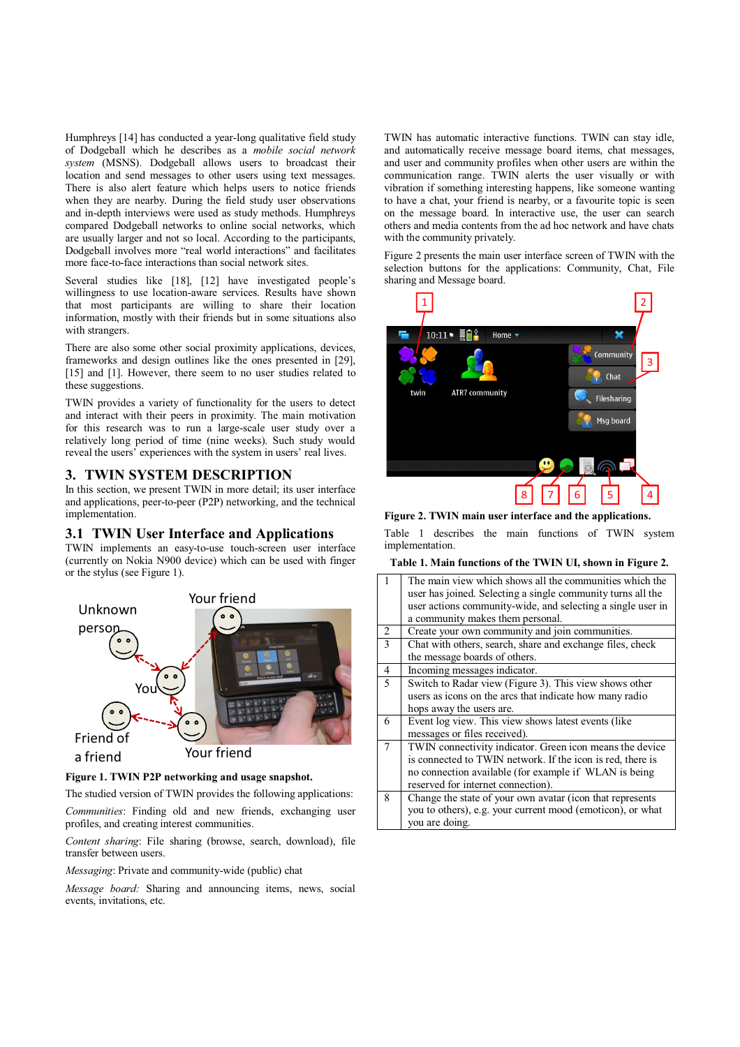Humphreys [14] has conducted a year-long qualitative field study of Dodgeball which he describes as a *mobile social network system* (MSNS). Dodgeball allows users to broadcast their location and send messages to other users using text messages. There is also alert feature which helps users to notice friends when they are nearby. During the field study user observations and in-depth interviews were used as study methods. Humphreys compared Dodgeball networks to online social networks, which are usually larger and not so local. According to the participants, Dodgeball involves more "real world interactions" and facilitates more face-to-face interactions than social network sites.

Several studies like [18], [12] have investigated people's willingness to use location-aware services. Results have shown that most participants are willing to share their location information, mostly with their friends but in some situations also with strangers.

There are also some other social proximity applications, devices, frameworks and design outlines like the ones presented in [29], [15] and [1]. However, there seem to no user studies related to these suggestions.

TWIN provides a variety of functionality for the users to detect and interact with their peers in proximity. The main motivation for this research was to run a large-scale user study over a relatively long period of time (nine weeks). Such study would reveal the users' experiences with the system in users' real lives.

## 3. TWIN SYSTEM DESCRIPTION

In this section, we present TWIN in more detail; its user interface and applications, peer-to-peer (P2P) networking, and the technical implementation.

### 3.1 TWIN User Interface and Applications

TWIN implements an easy-to-use touch-screen user interface (currently on Nokia N900 device) which can be used with finger or the stylus (see Figure 1).

**Figure 1. TWIN P2P networking and usage snapshot.**

The studied version of TWIN provides the following applications:

*Communities*: Finding old and new friends, exchanging user profiles, and creating interest communities.

*Content sharing*: File sharing (browse, search, download), file transfer between users.

*Messaging*: Private and community-wide (public) chat

*Message board:* Sharing and announcing items, news, social events, invitations, etc.

TWIN has automatic interactive functions. TWIN can stay idle, and automatically receive message board items, chat messages, and user and community profiles when other users are within the communication range. TWIN alerts the user visually or with vibration if something interesting happens, like someone wanting to have a chat, your friend is nearby, or a favourite topic is seen on the message board. In interactive use, the user can search others and media contents from the ad hoc network and have chats with the community privately.

Figure 2 presents the main user interface screen of TWIN with the selection buttons for the applications: Community, Chat, File sharing and Message board.

**Figure 2. TWIN main user interface and the applications.**

Table 1 describes the main functions of TWIN system implementation.

**Table 1. Main functions of the TWIN UI, shown in Figure 2.**

| | |
|---|---|
| 1 | The main view which shows all the communities which the user has joined. Selecting a single community turns all the user actions community-wide, and selecting a single user in a community makes them personal. |
| 2 | Create your own community and join communities. |
| 3 | Chat with others, search, share and exchange files, check the message boards of others. |
| 4 | Incoming messages indicator. |
| 5 | Switch to Radar view (Figure 3). This view shows other users as icons on the arcs that indicate how many radio hops away the users are. |
| 6 | Event log view. This view shows latest events (like messages or files received). |
| 7 | TWIN connectivity indicator. Green icon means the device is connected to TWIN network. If the icon is red, there is no connection available (for example if WLAN is being reserved for internet connection). |
| 8 | Change the state of your own avatar (icon that represents you to others), e.g. your current mood (emoticon), or what you are doing. |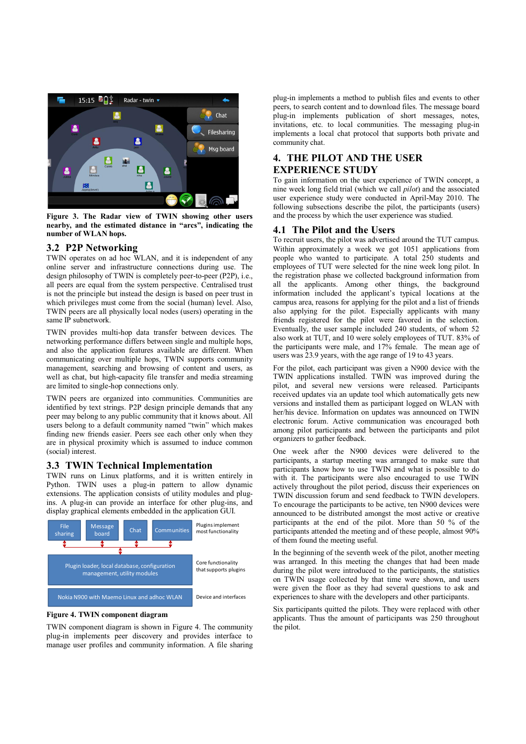**Figure 3. The Radar view of TWIN showing other users nearby, and the estimated distance in "arcs", indicating the number of WLAN hops.**

## 3.2 P2P Networking

TWIN operates on ad hoc WLAN, and it is independent of any online server and infrastructure connections during use. The design philosophy of TWIN is completely peer-to-peer (P2P), i.e., all peers are equal from the system perspective. Centralised trust is not the principle but instead the design is based on peer trust in which privileges must come from the social (human) level. Also, TWIN peers are all physically local nodes (users) operating in the same IP subnetwork.

TWIN provides multi-hop data transfer between devices. The networking performance differs between single and multiple hops, and also the application features available are different. When communicating over multiple hops, TWIN supports community management, searching and browsing of content and users, as well as chat, but high-capacity file transfer and media streaming are limited to single-hop connections only.

TWIN peers are organized into communities. Communities are identified by text strings. P2P design principle demands that any peer may belong to any public community that it knows about. All users belong to a default community named "twin" which makes finding new friends easier. Peers see each other only when they are in physical proximity which is assumed to induce common (social) interest.

## 3.3 TWIN Technical Implementation

TWIN runs on Linux platforms, and it is written entirely in Python. TWIN uses a plug-in pattern to allow dynamic extensions. The application consists of utility modules and plug-ins. A plug-in can provide an interface for other plug-ins, and display graphical elements embedded in the application GUI.

**Figure 4. TWIN component diagram**

TWIN component diagram is shown in Figure 4. The community plug-in implements peer discovery and provides interface to manage user profiles and community information. A file sharing plug-in implements a method to publish files and events to other peers, to search content and to download files. The message board plug-in implements publication of short messages, notes, invitations, etc. to local communities. The messaging plug-in implements a local chat protocol that supports both private and community chat.

# 4. THE PILOT AND THE USER EXPERIENCE STUDY

To gain information on the user experience of TWIN concept, a nine week long field trial (which we call *pilot*) and the associated user experience study were conducted in April-May 2010. The following subsections describe the pilot, the participants (users) and the process by which the user experience was studied.

## 4.1 The Pilot and the Users

To recruit users, the pilot was advertised around the TUT campus. Within approximately a week we got 1051 applications from people who wanted to participate. A total 250 students and employees of TUT were selected for the nine week long pilot. In the registration phase we collected background information from all the applicants. Among other things, the background information included the applicant's typical locations at the campus area, reasons for applying for the pilot and a list of friends also applying for the pilot. Especially applicants with many friends registered for the pilot were favored in the selection. Eventually, the user sample included 240 students, of whom 52 also work at TUT, and 10 were solely employees of TUT. 83% of the participants were male, and 17% female. The mean age of users was 23.9 years, with the age range of 19 to 43 years.

For the pilot, each participant was given a N900 device with the TWIN applications installed. TWIN was improved during the pilot, and several new versions were released. Participants received updates via an update tool which automatically gets new versions of TUT were selected for the nine week long pilot... versions and installed them as participant logged on WLAN with her/his device. Information on updates was announced on TWIN electronic forum. Active communication was encouraged both among pilot participants and between the participants and pilot organizers to gather feedback.

One week after the N900 devices were delivered to the participants, a startup meeting was arranged to make sure that participants know how to use TWIN and what is possible to do with it. The participants were also encouraged to use TWIN actively throughout the pilot period, discuss their experiences on TWIN discussion forum and send feedback to TWIN developers. To encourage the participants to be active, ten N900 devices were announced to be distributed amongst the most active or creative participants at the end of the pilot. More than 50 % of the participants attended the meeting and of these people, almost 90% of them found the meeting useful.

In the beginning of the seventh week of the pilot, another meeting was arranged. In this meeting the changes that had been made during the pilot were introduced to the participants, the statistics on TWIN usage collected by that time were shown, and users were given the floor as they had several questions to ask and experiences to share with the developers and other participants.

Six participants quitted the pilots. They were replaced with other applicants. Thus the amount of participants was 250 throughout the pilot.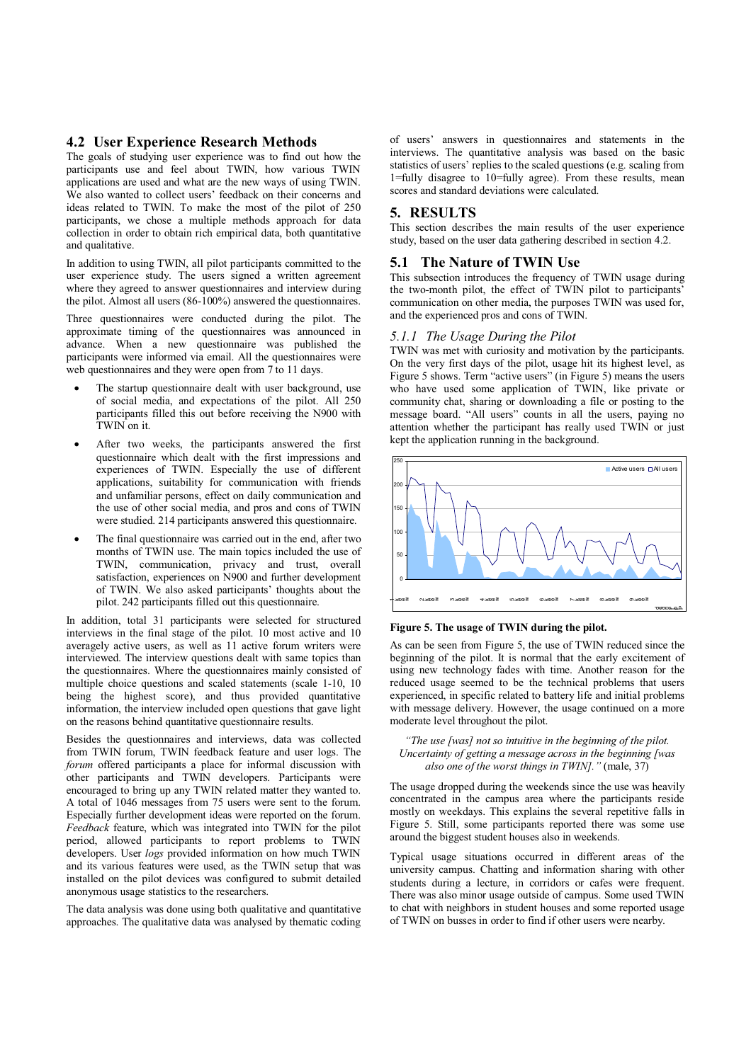## 4.2 User Experience Research Methods

The goals of studying user experience was to find out how the participants use and feel about TWIN, how various TWIN applications are used and what are the new ways of using TWIN. We also wanted to collect users' feedback on their concerns and ideas related to TWIN. To make the most of the pilot of 250 participants, we chose a multiple methods approach for data collection in order to obtain rich empirical data, both quantitative and qualitative.

In addition to using TWIN, all pilot participants committed to the user experience study. The users signed a written agreement where they agreed to answer questionnaires and interview during the pilot. Almost all users (86-100%) answered the questionnaires.

Three questionnaires were conducted during the pilot. The approximate timing of the questionnaires was announced in advance. When a new questionnaire was published the participants were informed via email. All the questionnaires were web questionnaires and they were open from 7 to 11 days.

- The startup questionnaire dealt with user background, use of social media, and expectations of the pilot. All 250 participants filled this out before receiving the N900 with TWIN on it.
- After two weeks, the participants answered the first questionnaire which dealt with the first impressions and experiences of TWIN. Especially the use of different applications, suitability for communication with friends and unfamiliar persons, effect on daily communication and the use of other social media, and pros and cons of TWIN were studied. 214 participants answered this questionnaire.
- The final questionnaire was carried out in the end, after two months of TWIN use. The main topics included the use of TWIN, communication, privacy and trust, overall satisfaction, experiences on N900 and further development of TWIN. We also asked participants' thoughts about the pilot. 242 participants filled out this questionnaire.

In addition, total 31 participants were selected for structured interviews in the final stage of the pilot. 10 most active and 10 averagely active users, as well as 11 active forum writers were interviewed. The interview questions dealt with same topics than the questionnaires. Where the questionnaires mainly consisted of multiple choice questions and scaled statements (scale 1-10, 10 being the highest score), and thus provided quantitative information, the interview included open questions that gave light on the reasons behind quantitative questionnaire results.

Besides the questionnaires and interviews, data was collected from TWIN forum, TWIN feedback feature and user logs. The *forum* offered participants a place for informal discussion with other participants and TWIN developers. Participants were encouraged to bring up any TWIN related matter they wanted to. A total of 1046 messages from 75 users were sent to the forum. Especially further development ideas were reported on the forum. *Feedback* feature, which was integrated into TWIN for the pilot period, allowed participants to report problems to TWIN developers. User *logs* provided information on how much TWIN and its various features were used, as the TWIN setup that was installed on the pilot devices was configured to submit detailed anonymous usage statistics to the researchers.

The data analysis was done using both qualitative and quantitative approaches. The qualitative data was analysed by thematic coding of users' answers in questionnaires and statements in the interviews. The quantitative analysis was based on the basic statistics of users' replies to the scaled questions (e.g. scaling from 1=fully disagree to 10=fully agree). From these results, mean scores and standard deviations were calculated.

# 5. RESULTS

This section describes the main results of the user experience study, based on the user data gathering described in section 4.2.

## 5.1 The Nature of TWIN Use

This subsection introduces the frequency of TWIN usage during the two-month pilot, the effect of TWIN pilot to participants' communication on other media, the purposes TWIN was used for, and the experienced pros and cons of TWIN.

### *5.1.1 The Usage During the Pilot*

TWIN was met with curiosity and motivation by the participants. On the very first days of the pilot, usage hit its highest level, as Figure 5 shows. Term "active users" (in Figure 5) means the users who have used some application of TWIN, like private or community chat, sharing or downloading a file or posting to the message board. "All users" counts in all the users, paying no attention whether the participant has really used TWIN or just kept the application running in the background.

**Figure 5. The usage of TWIN during the pilot.**

As can be seen from Figure 5, the use of TWIN reduced since the beginning of the pilot. It is normal that the early excitement of using new technology fades with time. Another reason for the reduced usage seemed to be the technical problems that users experienced, in specific related to battery life and initial problems with message delivery. However, the usage continued on a more moderate level throughout the pilot.

> *"The use [was] not so intuitive in the beginning of the pilot. Uncertainty of getting a message across in the beginning [was also one of the worst things in TWIN]."* (male, 37)

The usage dropped during the weekends since the use was heavily concentrated in the campus area where the participants reside mostly on weekdays. This explains the several repetitive falls in Figure 5. Still, some participants reported there was some use around the biggest student houses also in weekends.

Typical usage situations occurred in different areas of the university campus. Chatting and information sharing with other students during a lecture, in corridors or cafes were frequent. There was also minor usage outside of campus. Some used TWIN to chat with neighbors in student houses and some reported usage of TWIN on busses in order to find if other users were nearby.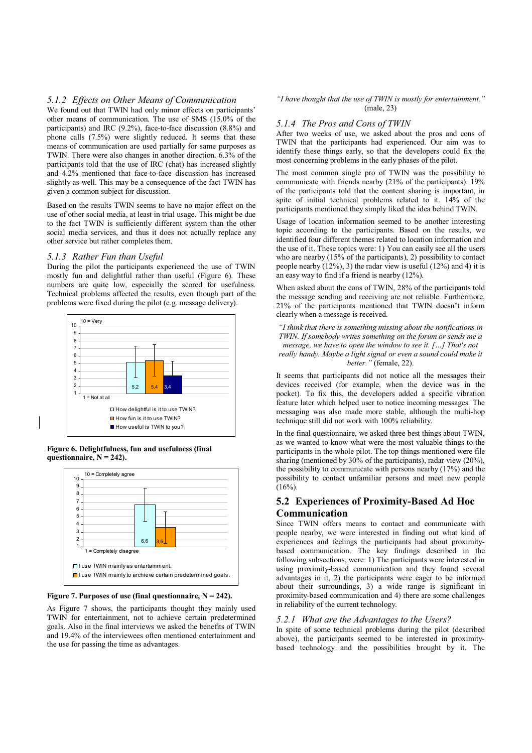### 5.1.2 Effects on Other Means of Communication

We found out that TWIN had only minor effects on participants' other means of communication. The use of SMS (15.0% of the participants) and IRC (9.2%), face-to-face discussion (8.8%) and phone calls (7.5%) were slightly reduced. It seems that these means of communication are used partially for same purposes as TWIN. There were also changes in another direction. 6.3% of the participants told that the use of IRC (chat) has increased slightly and 4.2% mentioned that face-to-face discussion has increased slightly as well. This may be a consequence of the fact TWIN has given a common subject for discussion.

Based on the results TWIN seems to have no major effect on the use of other social media, at least in trial usage. This might be due to the fact TWIN is sufficiently different system than the other social media services, and thus it does not actually replace any other service but rather completes them.

### 5.1.3 Rather Fun than Useful

During the pilot the participants experienced the use of TWIN mostly fun and delightful rather than useful (Figure 6). These numbers are quite low, especially the scored for usefulness. Technical problems affected the results, even though part of the problems were fixed during the pilot (e.g. message delivery).

**Figure 6. Delightfulness, fun and usefulness (final questionnaire, N = 242).**

**Figure 7. Purposes of use (final questionnaire, N = 242).**

As Figure 7 shows, the participants thought they mainly used TWIN for entertainment, not to achieve certain predetermined goals. Also in the final interviews we asked the benefits of TWIN and 19.4% of the interviewees often mentioned entertainment and the use for passing the time as advantages.

*"I have thought that the use of TWIN is mostly for entertainment."* (male, 23)

### 5.1.4 The Pros and Cons of TWIN

After two weeks of use, we asked about the pros and cons of TWIN that the participants had experienced. Our aim was to identify these things early, so that the developers could fix the most concerning problems in the early phases of the pilot.

The most common single pro of TWIN was the possibility to communicate with friends nearby (21% of the participants). 19% of the participants told that the content sharing is important, in spite of initial technical problems related to it. 14% of the participants mentioned they simply liked the idea behind TWIN.

Usage of location information seemed to be another interesting topic according to the participants. Based on the results, we identified four different themes related to location information and the use of it. These topics were: 1) You can easily see all the users who are nearby (15% of the participants), 2) possibility to contact people nearby (12%), 3) the radar view is useful (12%) and 4) it is an easy way to find if a friend is nearby (12%).

When asked about the cons of TWIN, 28% of the participants told the message sending and receiving are not reliable. Furthermore, 21% of the participants mentioned that TWIN doesn't inform clearly when a message is received.

*"I think that there is something missing about the notifications in TWIN. If somebody writes something on the forum or sends me a message, we have to open the window to see it. […] That's not really handy. Maybe a light signal or even a sound could make it better."* (female, 22).

It seems that participants did not notice all the messages their devices received (for example, when the device was in the pocket). To fix this, the developers added a specific vibration feature later which helped user to notice incoming messages. The messaging was also made more stable, although the multi-hop technique still did not work with 100% reliability.

In the final questionnaire, we asked three best things about TWIN, as we wanted to know what were the most valuable things to the participants in the whole pilot. The top things mentioned were file sharing (mentioned by 30% of the participants), radar view (20%), the possibility to communicate with persons nearby (17%) and the possibility to contact unfamiliar persons and meet new people (16%).

## 5.2 Experiences of Proximity-Based Ad Hoc Communication

Since TWIN offers means to contact and communicate with people nearby, we were interested in finding out what kind of experiences and feelings the participants had about proximity-based communication. The key findings described in the following subsections, were: 1) The participants were interested in using proximity-based communication and they found several advantages in it, 2) the participants were eager to be informed about their surroundings, 3) a wide range is significant in proximity-based communication and 4) there are some challenges in reliability of the current technology.

### 5.2.1 What are the Advantages to the Users?

In spite of some technical problems during the pilot (described above), the participants seemed to be interested in proximity-based technology and the possibilities brought by it. The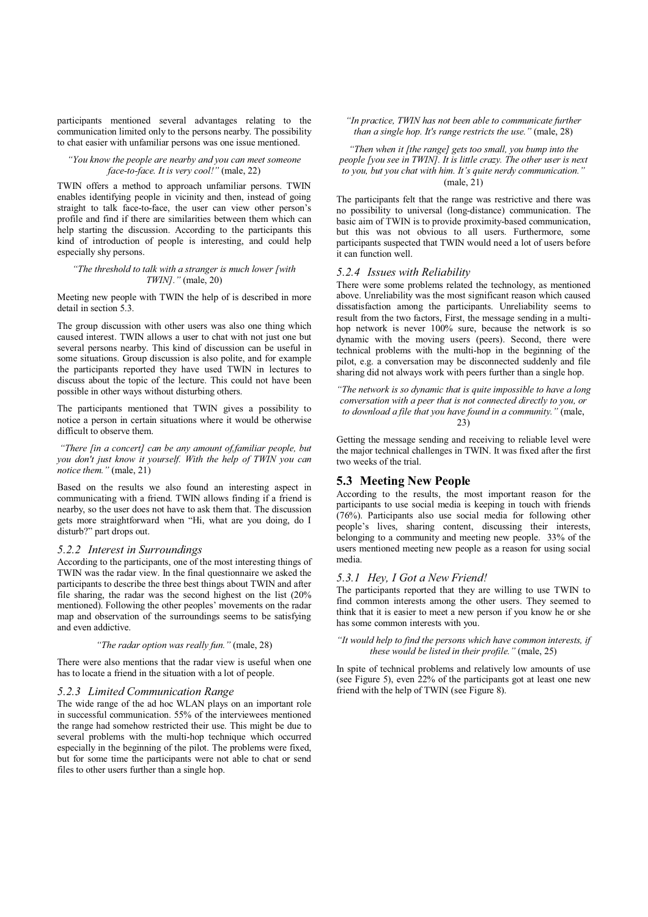participants mentioned several advantages relating to the communication limited only to the persons nearby. The possibility to chat easier with unfamiliar persons was one issue mentioned.

*"You know the people are nearby and you can meet someone face-to-face. It is very cool!"* (male, 22)

TWIN offers a method to approach unfamiliar persons. TWIN enables identifying people in vicinity and then, instead of going straight to talk face-to-face, the user can view other person's profile and find if there are similarities between them which can help starting the discussion. According to the participants this kind of introduction of people is interesting, and could help especially shy persons.

*"The threshold to talk with a stranger is much lower [with TWIN]."* (male, 20)

Meeting new people with TWIN the help of is described in more detail in section 5.3.

The group discussion with other users was also one thing which caused interest. TWIN allows a user to chat with not just one but several persons nearby. This kind of discussion can be useful in some situations. Group discussion is also polite, and for example the participants reported they have used TWIN in lectures to discuss about the topic of the lecture. This could not have been possible in other ways without disturbing others.

The participants mentioned that TWIN gives a possibility to notice a person in certain situations where it would be otherwise difficult to observe them.

*"There [in a concert] can be any amount of,familiar people, but you don't just know it yourself. With the help of TWIN you can notice them."* (male, 21)

Based on the results we also found an interesting aspect in communicating with a friend. TWIN allows finding if a friend is nearby, so the user does not have to ask them that. The discussion gets more straightforward when "Hi, what are you doing, do I disturb?" part drops out.

### *5.2.2 Interest in Surroundings*

According to the participants, one of the most interesting things of TWIN was the radar view. In the final questionnaire we asked the participants to describe the three best things about TWIN and after file sharing, the radar was the second highest on the list (20% mentioned). Following the other peoples' movements on the radar map and observation of the surroundings seems to be satisfying and even addictive.

*"The radar option was really fun."* (male, 28)

There were also mentions that the radar view is useful when one has to locate a friend in the situation with a lot of people.

### *5.2.3 Limited Communication Range*

The wide range of the ad hoc WLAN plays on an important role in successful communication. 55% of the interviewees mentioned the range had somehow restricted their use. This might be due to several problems with the multi-hop technique which occurred especially in the beginning of the pilot. The problems were fixed, but for some time the participants were not able to chat or send files to other users further than a single hop.

*"In practice, TWIN has not been able to communicate further than a single hop. It's range restricts the use."* (male, 28)

*"Then when it [the range] gets too small, you bump into the people [you see in TWIN]. It is little crazy. The other user is next to you, but you chat with him. It's quite nerdy communication."* (male, 21)

The participants felt that the range was restrictive and there was no possibility to universal (long-distance) communication. The basic aim of TWIN is to provide proximity-based communication, but this was not obvious to all users. Furthermore, some participants suspected that TWIN would need a lot of users before it can function well.

### *5.2.4 Issues with Reliability*

There were some problems related the technology, as mentioned above. Unreliability was the most significant reason which caused dissatisfaction among the participants. Unreliability seems to result from the two factors, First, the message sending in a multi-hop network is never 100% sure, because the network is so dynamic with the moving users (peers). Second, there were technical problems with the multi-hop in the beginning of the pilot, e.g. a conversation may be disconnected suddenly and file sharing did not always work with peers further than a single hop.

*"The network is so dynamic that is quite impossible to have a long conversation with a peer that is not connected directly to you, or to download a file that you have found in a community."* (male, 23)

Getting the message sending and receiving to reliable level were the major technical challenges in TWIN. It was fixed after the first two weeks of the trial.

## 5.3 Meeting New People

According to the results, the most important reason for the participants to use social media is keeping in touch with friends (76%). Participants also use social media for following other people's lives, sharing content, discussing their interests, belonging to a community and meeting new people. 33% of the users mentioned meeting new people as a reason for using social media.

### *5.3.1 Hey, I Got a New Friend!*

The participants reported that they are willing to use TWIN to find common interests among the other users. They seemed to think that it is easier to meet a new person if you know he or she has some common interests with you.

*"It would help to find the persons which have common interests, if these would be listed in their profile."* (male, 25)

In spite of technical problems and relatively low amounts of use (see Figure 5), even 22% of the participants got at least one new friend with the help of TWIN (see Figure 8).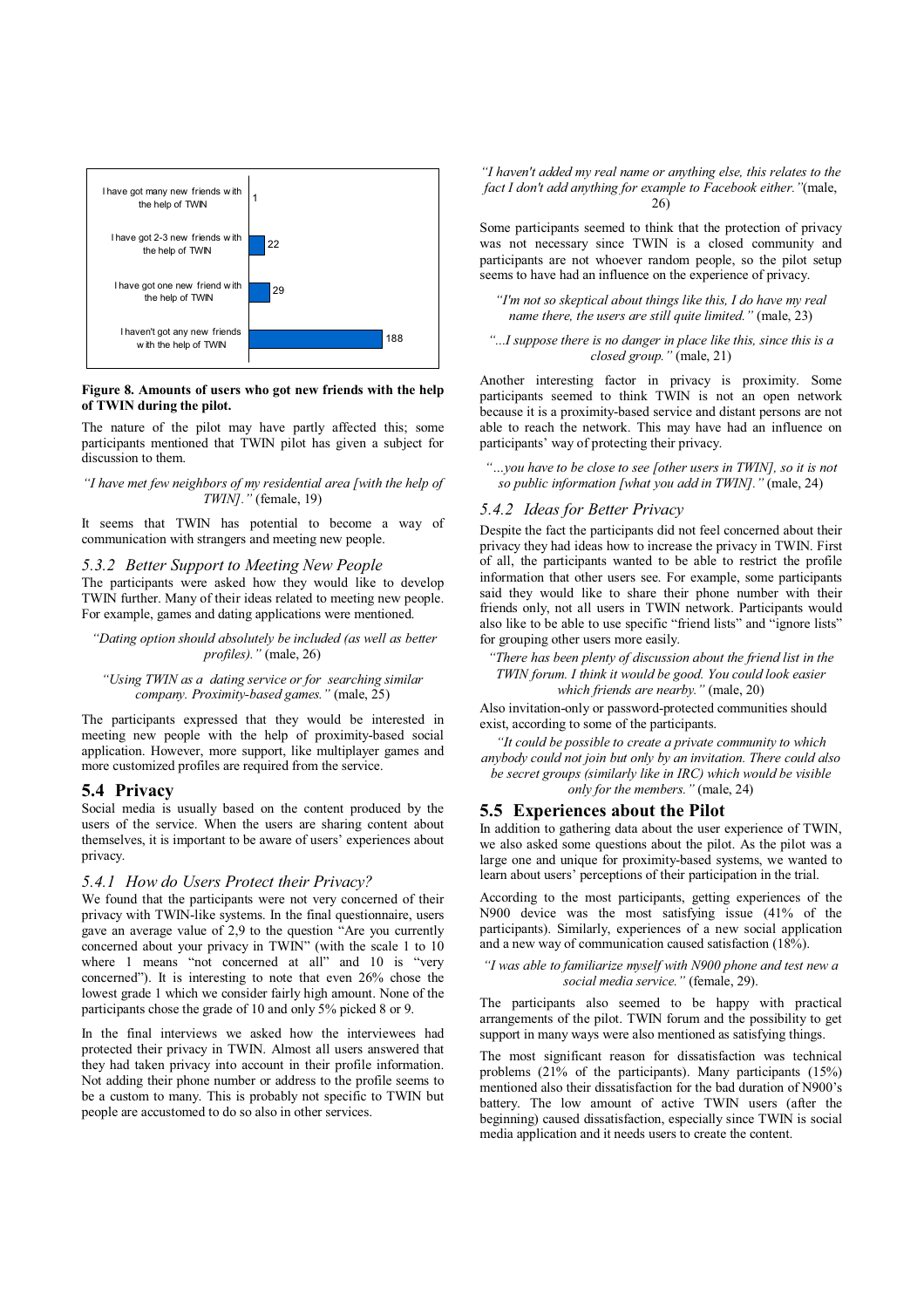| | |
|---|---|
| I have got many new friends with the help of TWIN | 1 |
| I have got 2-3 new friends with the help of TWIN | 22 |
| I have got one new friend with the help of TWIN | 29 |
| I haven't got any new friends with the help of TWIN | 188 |

**Figure 8. Amounts of users who got new friends with the help of TWIN during the pilot.**

The nature of the pilot may have partly affected this; some participants mentioned that TWIN pilot has given a subject for discussion to them.

> *"I have met few neighbors of my residential area [with the help of TWIN]."* (female, 19)

It seems that TWIN has potential to become a way of communication with strangers and meeting new people.

### 5.3.2 Better Support to Meeting New People

The participants were asked how they would like to develop TWIN further. Many of their ideas related to meeting new people. For example, games and dating applications were mentioned.

> *"Dating option should absolutely be included (as well as better profiles)."* (male, 26)

> *"Using TWIN as a dating service or for searching similar company. Proximity-based games."* (male, 25)

The participants expressed that they would be interested in meeting new people with the help of proximity-based social application. However, more support, like multiplayer games and more customized profiles are required from the service.

## 5.4 Privacy

Social media is usually based on the content produced by the users of the service. When the users are sharing content about themselves, it is important to be aware of users' experiences about privacy.

### 5.4.1 How do Users Protect their Privacy?

We found that the participants were not very concerned of their privacy with TWIN-like systems. In the final questionnaire, users gave an average value of 2,9 to the question "Are you currently concerned about your privacy in TWIN" (with the scale 1 to 10 where 1 means "not concerned at all" and 10 is "very concerned"). It is interesting to note that even 26% chose the lowest grade 1 which we consider fairly high amount. None of the participants chose the grade of 10 and only 5% picked 8 or 9.

In the final interviews we asked how the interviewees had protected their privacy in TWIN. Almost all users answered that they had taken privacy into account in their profile information. Not adding their phone number or address to the profile seems to be a custom to many. This is probably not specific to TWIN but people are accustomed to do so also in other services.

> *"I haven't added my real name or anything else, this relates to the fact I don't add anything for example to Facebook either."*(male, 26)

Some participants seemed to think that the protection of privacy was not necessary since TWIN is a closed community and participants are not whoever random people, so the pilot setup seems to have had an influence on the experience of privacy.

> *"I'm not so skeptical about things like this, I do have my real name there, the users are still quite limited."* (male, 23)

> *"...I suppose there is no danger in place like this, since this is a closed group."* (male, 21)

Another interesting factor in privacy is proximity. Some participants seemed to think TWIN is not an open network because it is a proximity-based service and distant persons are not able to reach the network. This may have had an influence on participants' ways of protecting their privacy.

> *"…you have to be close to see [other users in TWIN], so it is not so public information [what you add in TWIN]."* (male, 24)

### 5.4.2 Ideas for Better Privacy

Despite the fact the participants did not feel concerned about their privacy they had ideas how to increase the privacy in TWIN. First of all, the participants wanted to be able to restrict the profile information that other users see. For example, some participants said they would like to share their phone number with their friends only, not all users in TWIN network. Participants would also like to be able to use specific "friend lists" and "ignore lists" for grouping other users more easily.

> *"There has been plenty of discussion about the friend list in the TWIN forum. I think it would be good. You could look easier which friends are nearby."* (male, 20)

Also invitation-only or password-protected communities should exist, according to some of the participants.

> *"It could be possible to create a private community to which anybody could not join but only by an invitation. There could also be secret groups (similarly like in IRC) which would be visible only for the members."* (male, 24)

## 5.5 Experiences about the Pilot

In addition to gathering data about the user experience of TWIN, we also asked some questions about the pilot. As the pilot was a large one and unique for proximity-based systems, we wanted to learn about users' perceptions of their participation in the trial.

According to the most participants, getting experiences of the N900 device was the most satisfying issue (41% of the participants). Similarly, experiences of a new social application and a new way of communication caused satisfaction (18%).

> *"I was able to familiarize myself with N900 phone and test new a social media service."* (female, 29).

The participants also seemed to be happy with practical arrangements of the pilot. TWIN forum and the possibility to get support in many ways were also mentioned as satisfying things.

The most significant reason for dissatisfaction was technical problems (21% of the participants). Many participants (15%) mentioned also their dissatisfaction for the bad duration of N900's battery. The low amount of active TWIN users (after the beginning) caused dissatisfaction, especially since TWIN is social media application and it needs users to create the content.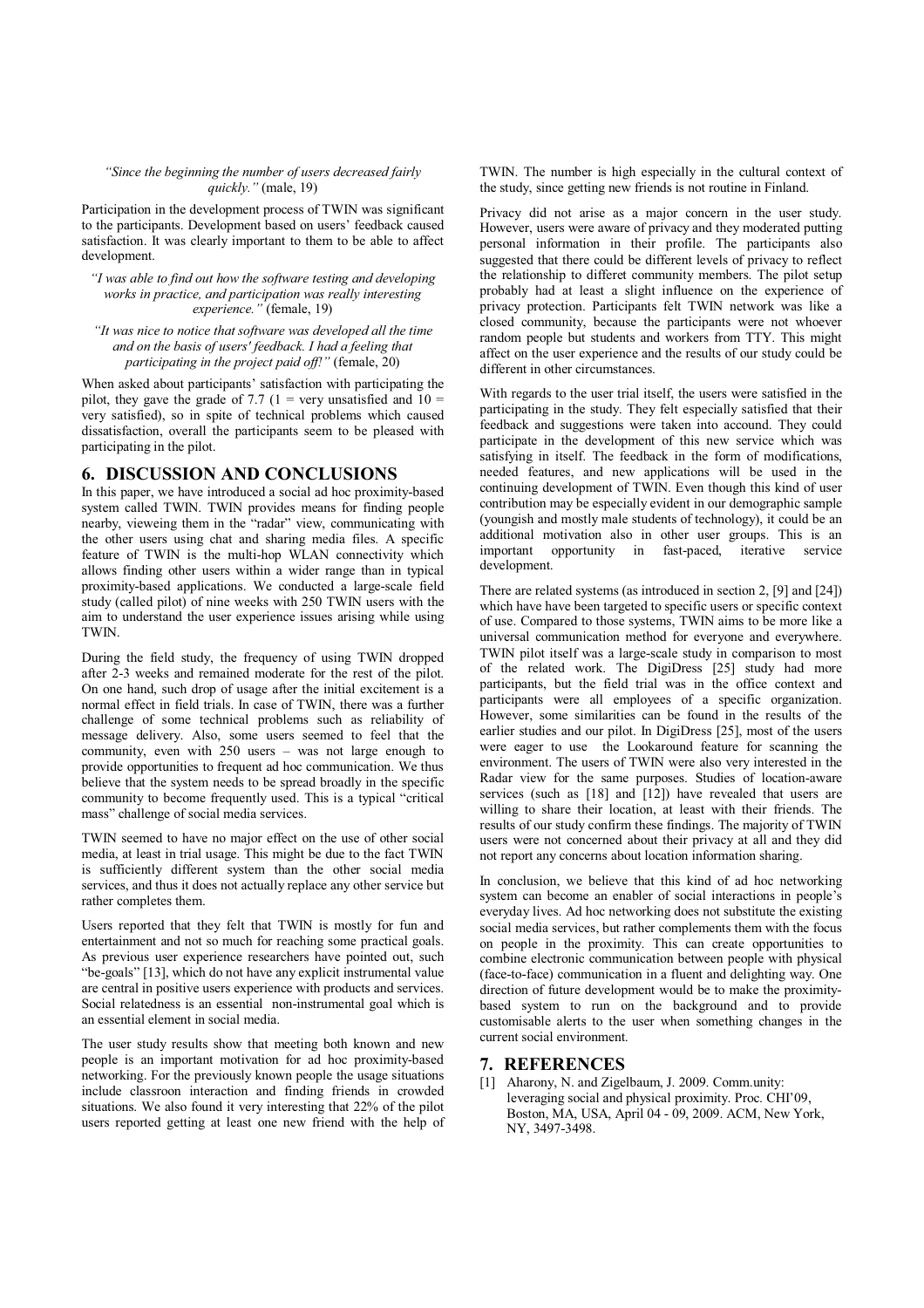*"Since the beginning the number of users decreased fairly quickly."* (male, 19)

Participation in the development process of TWIN was significant to the participants. Development based on users' feedback caused satisfaction. It was clearly important to them to be able to affect development.

*"I was able to find out how the software testing and developing works in practice, and participation was really interesting experience."* (female, 19)

*"It was nice to notice that software was developed all the time and on the basis of users' feedback. I had a feeling that participating in the project paid off!"* (female, 20)

When asked about participants' satisfaction with participating the pilot, they gave the grade of 7.7 (1 = very unsatisfied and 10 = very satisfied), so in spite of technical problems which caused dissatisfaction, overall the participants seem to be pleased with participating in the pilot.

## 6. DISCUSSION AND CONCLUSIONS

In this paper, we have introduced a social ad hoc proximity-based system called TWIN. TWIN provides means for finding people nearby, vieweing them in the "radar" view, communicating with the other users using chat and sharing media files. A specific feature of TWIN is the multi-hop WLAN connectivity which allows finding other users within a wider range than in typical proximity-based applications. We conducted a large-scale field study (called pilot) of nine weeks with 250 TWIN users with the aim to understand the user experience issues arising while using TWIN.

During the field study, the frequency of using TWIN dropped after 2-3 weeks and remained moderate for the rest of the pilot. On one hand, such drop of usage after the initial excitement is a normal effect in field trials. In case of TWIN, there was a further challenge of some technical problems such as reliability of message delivery. Also, some users seemed to feel that the community, even with 250 users – was not large enough to provide opportunities to frequent ad hoc communication. We thus believe that the system needs to be spread broadly in the specific community to become frequently used. This is a typical "critical mass" challenge of social media services.

TWIN seemed to have no major effect on the use of other social media, at least in trial usage. This might be due to the fact TWIN is sufficiently different system than the other social media services, and thus it does not actually replace any other service but rather completes them.

Users reported that they felt that TWIN is mostly for fun and entertainment and not so much for reaching some practical goals. As previous user experience researchers have pointed out, such "be-goals" [13], which do not have any explicit instrumental value are central in positive users experience with products and services. Social relatedness is an essential non-instrumental goal which is an essential element in social media.

The user study results show that meeting both known and new people is an important motivation for ad hoc proximity-based networking. For the previously known people the usage situations include classroon interaction and finding friends in crowded situations. We also found it very interesting that 22% of the pilot users reported getting at least one new friend with the help of TWIN. The number is high especially in the cultural context of the study, since getting new friends is not routine in Finland.

Privacy did not arise as a major concern in the user study. However, users were aware of privacy and they moderated putting personal information in their profile. The participants also suggested that there could be different levels of privacy to reflect the relationship to differet community members. The pilot setup probably had at least a slight influence on the experience of privacy protection. Participants felt TWIN network was like a closed community, because the participants were not whoever random people but students and workers from TTY. This might affect on the user experience and the results of our study could be different in other circumstances.

With regards to the user trial itself, the users were satisfied in the participating in the study. They felt especially satisfied that their feedback and suggestions were taken into accound. They could participate in the development of this new service which was satisfying in itself. The feedback in the form of modifications, needed features, and new applications will be used in the continuing development of TWIN. Even though this kind of user contribution may be especially evident in our demographic sample (youngish and mostly male students of technology), it could be an additional motivation also in other user groups. This is an important opportunity in fast-paced, iterative service development.

There are related systems (as introduced in section 2, [9] and [24]) which have have been targeted to specific users or specific context of use. Compared to those systems, TWIN aims to be more like a universal communication method for everyone and everywhere. TWIN pilot itself was a large-scale study in comparison to most of the related work. The DigiDress [25] study had more participants, but the field trial was in the office context and participants were all employees of a specific organization. However, some similarities can be found in the results of the earlier studies and our pilot. In DigiDress [25], most of the users were eager to use the Lookaround feature for scanning the environment. The users of TWIN were also very interested in the Radar view for the same purposes. Studies of location-aware services (such as [18] and [12]) have revealed that users are willing to share their location, at least with their friends. The results of our study confirm these findings. The majority of TWIN users were not concerned about their privacy at all and they did not report any concerns about location information sharing.

In conclusion, we believe that this kind of ad hoc networking system can become an enabler of social interactions in people's everyday lives. Ad hoc networking does not substitute the existing social media services, but rather complements them with the focus on people in the proximity. This can create opportunities to combine electronic communication between people with physical (face-to-face) communication in a fluent and delighting way. One direction of future development would be to make the proximity-based system to run on the background and to provide customisable alerts to the user when something changes in the current social environment.

## 7. REFERENCES

[1] Aharony, N. and Zigelbaum, J. 2009. Comm.unity: leveraging social and physical proximity. Proc. CHI'09, Boston, MA, USA, April 04 - 09, 2009. ACM, New York, NY, 3497-3498.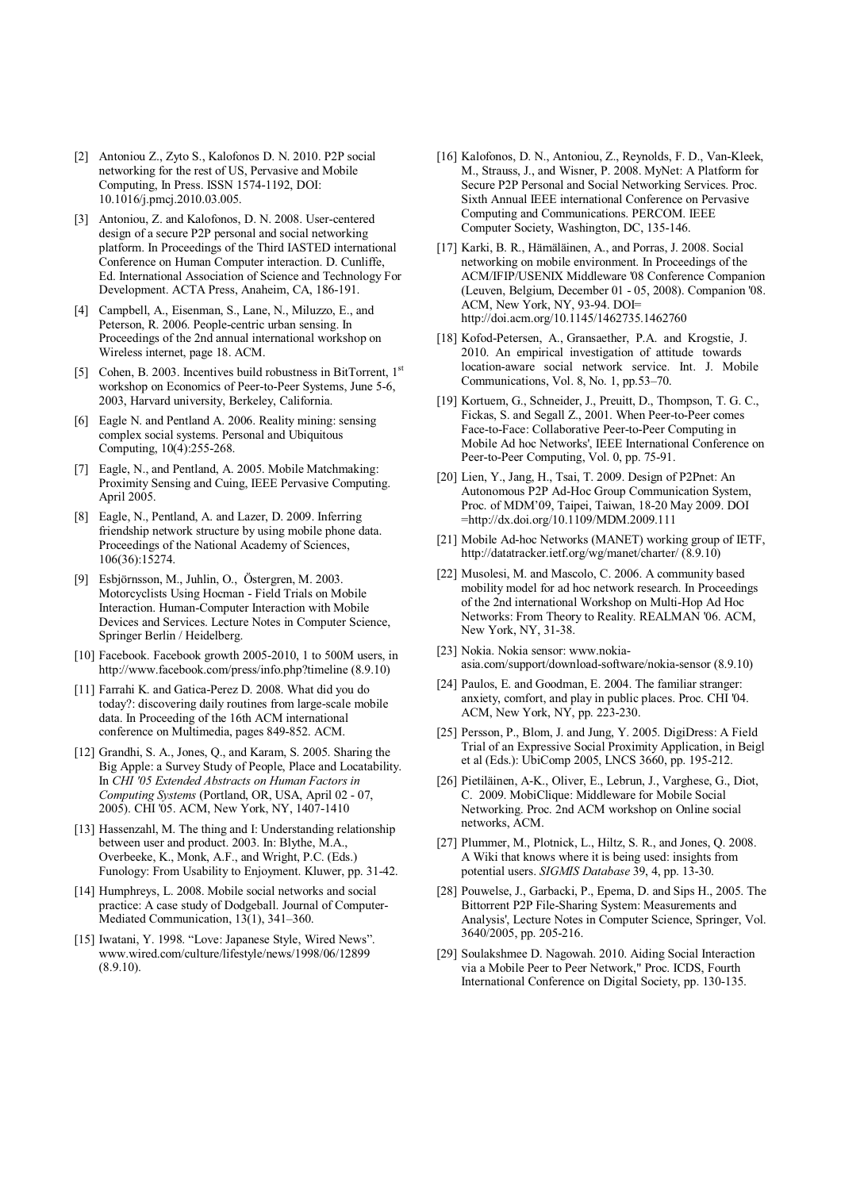[2] Antoniou Z., Zyto S., Kalofonos D. N. 2010. P2P social networking for the rest of US, Pervasive and Mobile Computing, In Press. ISSN 1574-1192, DOI: 10.1016/j.pmcj.2010.03.005.

[3] Antoniou, Z. and Kalofonos, D. N. 2008. User-centered design of a secure P2P personal and social networking platform. In Proceedings of the Third IASTED international Conference on Human Computer interaction. D. Cunliffe, Ed. International Association of Science and Technology For Development. ACTA Press, Anaheim, CA, 186-191.

[4] Campbell, A., Eisenman, S., Lane, N., Miluzzo, E., and Peterson, R. 2006. People-centric urban sensing. In Proceedings of the 2nd annual international workshop on Wireless internet, page 18. ACM.

[5] Cohen, B. 2003. Incentives build robustness in BitTorrent, 1st workshop on Economics of Peer-to-Peer Systems, June 5-6, 2003, Harvard university, Berkeley, California.

[6] Eagle N. and Pentland A. 2006. Reality mining: sensing complex social systems. Personal and Ubiquitous Computing, 10(4):255-268.

[7] Eagle, N., and Pentland, A. 2005. Mobile Matchmaking: Proximity Sensing and Cuing, IEEE Pervasive Computing. April 2005.

[8] Eagle, N., Pentland, A. and Lazer, D. 2009. Inferring friendship network structure by using mobile phone data. Proceedings of the National Academy of Sciences, 106(36):15274.

[9] Esbjörnsson, M., Juhlin, O., Östergren, M. 2003. Motorcyclists Using Hocman - Field Trials on Mobile Interaction. Human-Computer Interaction with Mobile Devices and Services. Lecture Notes in Computer Science, Springer Berlin / Heidelberg.

[10] Facebook. Facebook growth 2005-2010, 1 to 500M users, in http://www.facebook.com/press/info.php?timeline (8.9.10)

[11] Farrahi K. and Gatica-Perez D. 2008. What did you do today?: discovering daily routines from large-scale mobile data. In Proceeding of the 16th ACM international conference on Multimedia, pages 849-852. ACM.

[12] Grandhi, S. A., Jones, Q., and Karam, S. 2005. Sharing the Big Apple: a Survey Study of People, Place and Locatability. In *CHI '05 Extended Abstracts on Human Factors in Computing Systems* (Portland, OR, USA, April 02 - 07, 2005). CHI '05. ACM, New York, NY, 1407-1410

[13] Hassenzahl, M. The thing and I: Understanding relationship between user and product. 2003. In: Blythe, M.A., Overbeeke, K., Monk, A.F., and Wright, P.C. (Eds.) Funology: From Usability to Enjoyment. Kluwer, pp. 31-42.

[14] Humphreys, L. 2008. Mobile social networks and social practice: A case study of Dodgeball. Journal of Computer-Mediated Communication, 13(1), 341–360.

[15] Iwatani, Y. 1998. "Love: Japanese Style, Wired News". www.wired.com/culture/lifestyle/news/1998/06/12899 (8.9.10).

[16] Kalofonos, D. N., Antoniou, Z., Reynolds, F. D., Van-Kleek, M., Strauss, J., and Wisner, P. 2008. MyNet: A Platform for Secure P2P Personal and Social Networking Services. Proc. Sixth Annual IEEE international Conference on Pervasive Computing and Communications. PERCOM. IEEE Computer Society, Washington, DC, 135-146.

[17] Karki, B. R., Hämäläinen, A., and Porras, J. 2008. Social networking on mobile environment. In Proceedings of the ACM/IFIP/USENIX Middleware '08 Conference Companion (Leuven, Belgium, December 01 - 05, 2008). Companion '08. ACM, New York, NY, 93-94. DOI= http://doi.acm.org/10.1145/1462735.1462760

[18] Kofod-Petersen, A., Gransaether, P.A. and Krogstie, J. 2010. An empirical investigation of attitude towards location-aware social network service. Int. J. Mobile Communications, Vol. 8, No. 1, pp.53–70.

[19] Kortuem, G., Schneider, J., Preuitt, D., Thompson, T. G. C., Fickas, S. and Segall Z., 2001. When Peer-to-Peer comes Face-to-Face: Collaborative Peer-to-Peer Computing in Mobile Ad hoc Networks', IEEE International Conference on Peer-to-Peer Computing, Vol. 0, pp. 75-91.

[20] Lien, Y., Jang, H., Tsai, T. 2009. Design of P2Pnet: An Autonomous P2P Ad-Hoc Group Communication System, Proc. of MDM'09, Taipei, Taiwan, 18-20 May 2009. DOI =http://dx.doi.org/10.1109/MDM.2009.111

[21] Mobile Ad-hoc Networks (MANET) working group of IETF, http://datatracker.ietf.org/wg/manet/charter/ (8.9.10)

[22] Musolesi, M. and Mascolo, C. 2006. A community based mobility model for ad hoc network research. In Proceedings of the 2nd international Workshop on Multi-Hop Ad Hoc Networks: From Theory to Reality. REALMAN '06. ACM, New York, NY, 31-38.

[23] Nokia. Nokia sensor: www.nokia-asia.com/support/download-software/nokia-sensor (8.9.10)

[24] Paulos, E. and Goodman, E. 2004. The familiar stranger: anxiety, comfort, and play in public places. Proc. CHI '04. ACM, New York, NY, pp. 223-230.

[25] Persson, P., Blom, J. and Jung, Y. 2005. DigiDress: A Field Trial of an Expressive Social Proximity Application, in Beigl et al (Eds.): UbiComp 2005, LNCS 3660, pp. 195-212.

[26] Pietiläinen, A-K., Oliver, E., Lebrun, J., Varghese, G., Diot, C. 2009. MobiClique: Middleware for Mobile Social Networking. Proc. 2nd ACM workshop on Online social networks, ACM.

[27] Plummer, M., Plotnick, L., Hiltz, S. R., and Jones, Q. 2008. A Wiki that knows where it is being used: insights from potential users. *SIGMIS Database* 39, 4, pp. 13-30.

[28] Pouwelse, J., Garbacki, P., Epema, D. and Sips H., 2005. The Bittorrent P2P File-Sharing System: Measurements and Analysis', Lecture Notes in Computer Science, Springer, Vol. 3640/2005, pp. 205-216.

[29] Soulakshmee D. Nagowah. 2010. Aiding Social Interaction via a Mobile Peer to Peer Network," Proc. ICDS, Fourth International Conference on Digital Society, pp. 130-135.